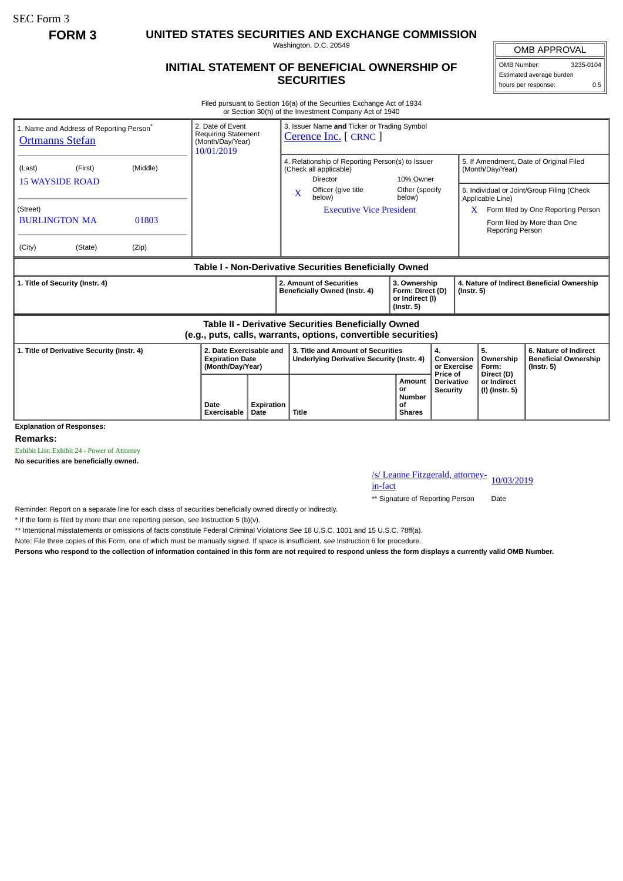SEC Form 3

**FORM 3**

# UNITED STATES SECURITIES AND EXCHANGE COMMISSION

Washington, D.C. 20549

## INITIAL STATEMENT OF BENEFICIAL OWNERSHIP OF SECURITIES

| OMB APPROVAL | |
|---|---|
| OMB Number: | 3235-0104 |
| Estimated average burden | |
| hours per response: | 0.5 |

Filed pursuant to Section 16(a) of the Securities Exchange Act of 1934
or Section 30(h) of the Investment Company Act of 1940

| 1. Name and Address of Reporting Person* | 2. Date of Event Requiring Statement (Month/Day/Year) | 3. Issuer Name **and** Ticker or Trading Symbol |
|---|---|---|
| Ortmanns Stefan | 10/01/2019 | Cerence Inc. [ CRNC ] |
| (Last) (First) (Middle) | | 4. Relationship of Reporting Person(s) to Issuer (Check all applicable) |
| 15 WAYSIDE ROAD | | Director; 10% Owner; X Officer (give title below); Other (specify below) |
| | | Executive Vice President |
| (Street) | | 5. If Amendment, Date of Original Filed (Month/Day/Year) |
| BURLINGTON MA 01803 | | 6. Individual or Joint/Group Filing (Check Applicable Line) |
| (City) (State) (Zip) | | X Form filed by One Reporting Person; Form filed by More than One Reporting Person |

**Table I - Non-Derivative Securities Beneficially Owned**

| 1. Title of Security (Instr. 4) | 2. Amount of Securities Beneficially Owned (Instr. 4) | 3. Ownership Form: Direct (D) or Indirect (I) (Instr. 5) | 4. Nature of Indirect Beneficial Ownership (Instr. 5) |
|---|---|---|---|

**Table II - Derivative Securities Beneficially Owned (e.g., puts, calls, warrants, options, convertible securities)**

| 1. Title of Derivative Security (Instr. 4) | 2. Date Exercisable and Expiration Date (Month/Day/Year) | | 3. Title and Amount of Securities Underlying Derivative Security (Instr. 4) | | 4. Conversion or Exercise Price of Derivative Security | 5. Ownership Form: Direct (D) or Indirect (I) (Instr. 5) | 6. Nature of Indirect Beneficial Ownership (Instr. 5) |
|---|---|---|---|---|---|---|---|
| | Date Exercisable | Expiration Date | Title | Amount or Number of Shares | | | |

**Explanation of Responses:**

**Remarks:**

Exhibit List: Exhibit 24 - Power of Attorney

**No securities are beneficially owned.**

| /s/ Leanne Fitzgerald, attorney-in-fact | 10/03/2019 |
|---|---|
| ** Signature of Reporting Person | Date |

Reminder: Report on a separate line for each class of securities beneficially owned directly or indirectly.

* If the form is filed by more than one reporting person, *see* Instruction 5 (b)(v).

** Intentional misstatements or omissions of facts constitute Federal Criminal Violations *See* 18 U.S.C. 1001 and 15 U.S.C. 78ff(a).

Note: File three copies of this Form, one of which must be manually signed. If space is insufficient, *see* Instruction 6 for procedure.

**Persons who respond to the collection of information contained in this form are not required to respond unless the form displays a currently valid OMB Number.**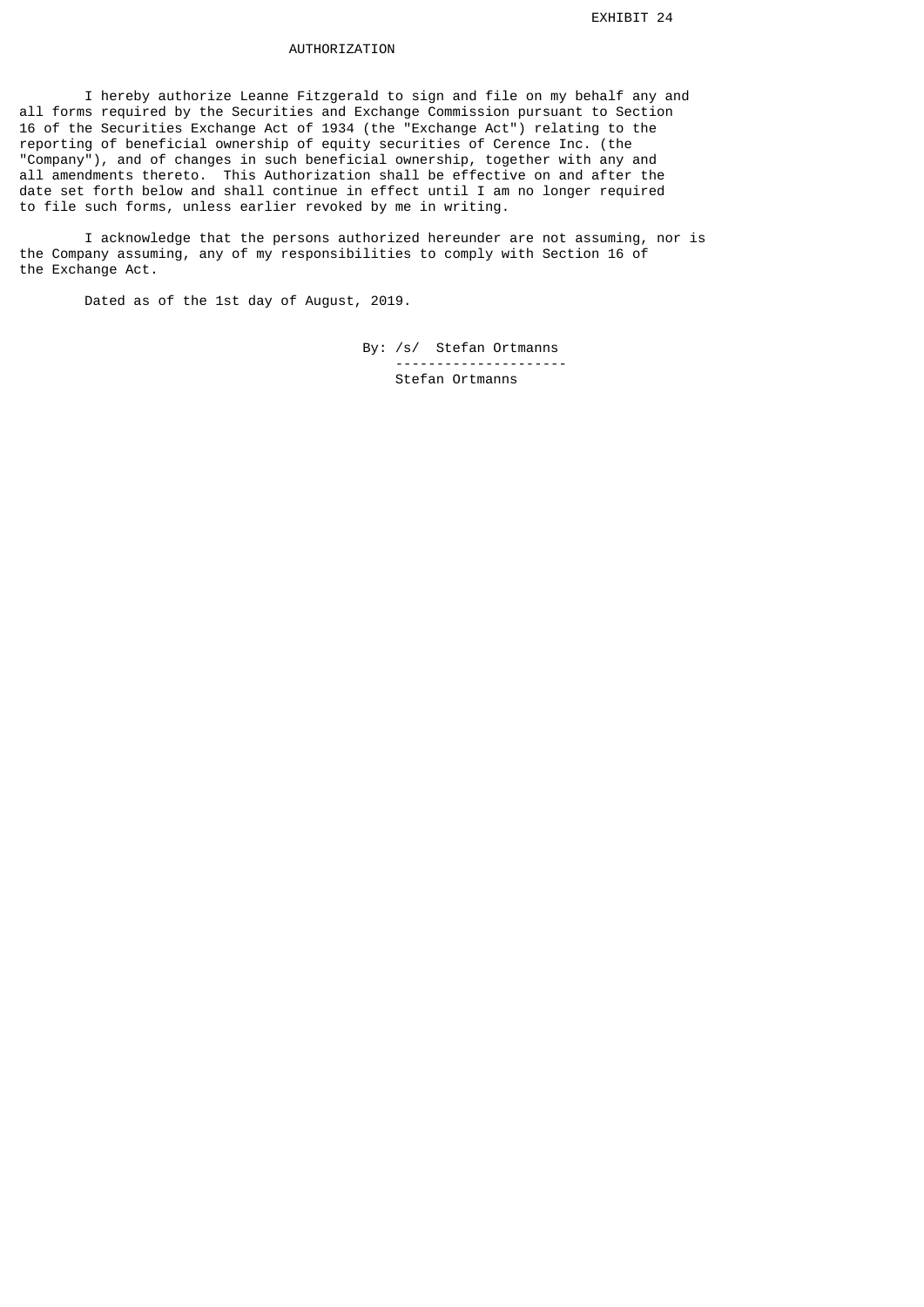EXHIBIT 24

# AUTHORIZATION

I hereby authorize Leanne Fitzgerald to sign and file on my behalf any and all forms required by the Securities and Exchange Commission pursuant to Section 16 of the Securities Exchange Act of 1934 (the "Exchange Act") relating to the reporting of beneficial ownership of equity securities of Cerence Inc. (the "Company"), and of changes in such beneficial ownership, together with any and all amendments thereto. This Authorization shall be effective on and after the date set forth below and shall continue in effect until I am no longer required to file such forms, unless earlier revoked by me in writing.

I acknowledge that the persons authorized hereunder are not assuming, nor is the Company assuming, any of my responsibilities to comply with Section 16 of the Exchange Act.

Dated as of the 1st day of August, 2019.

By: /s/ Stefan Ortmanns

Stefan Ortmanns